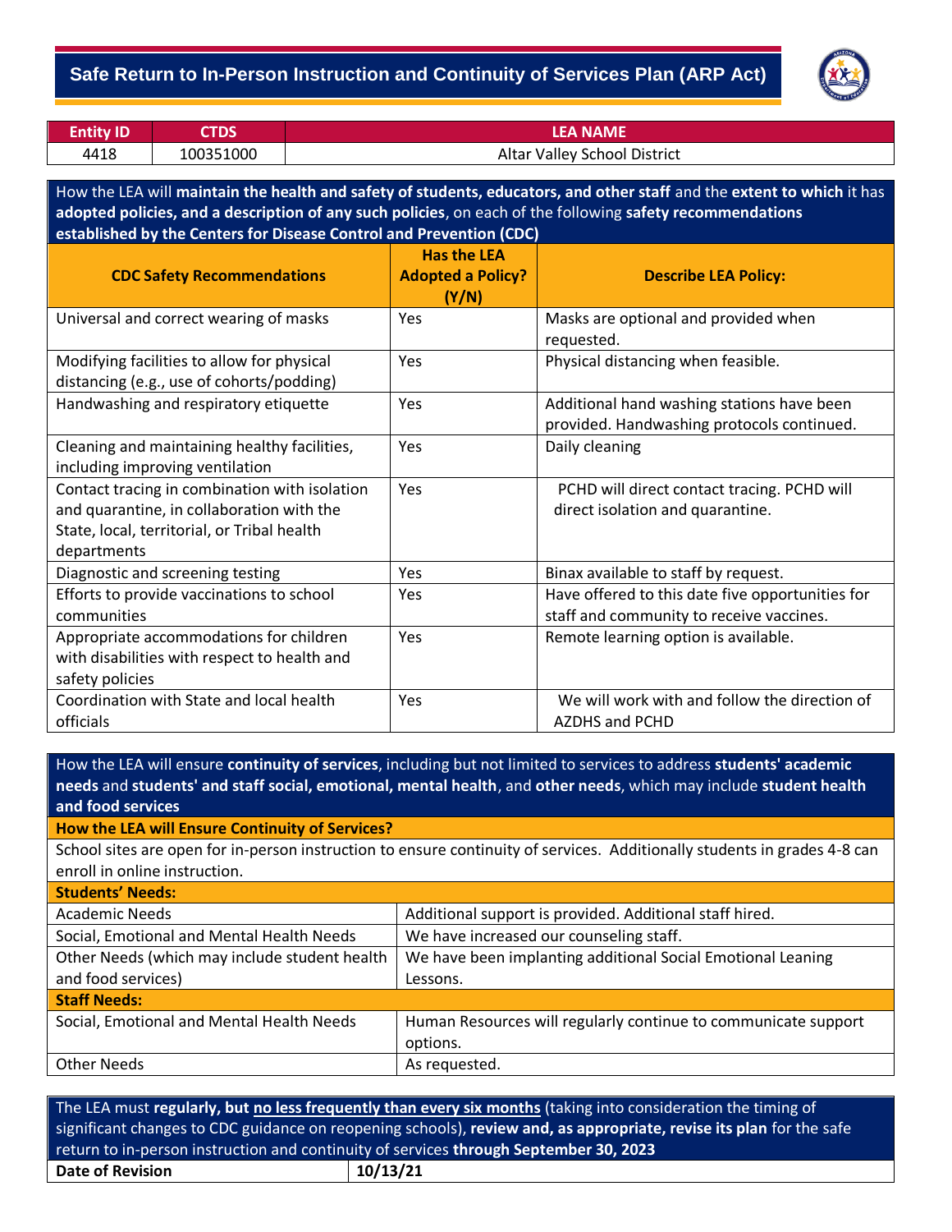# Safe Return to In-Person Instruction and Continuity of Services Plan (ARP Act)

| Entity ID | CTDS | LEA NAME |
|---|---|---|
| 4418 | 100351000 | Altar Valley School District |

How the LEA will **maintain the health and safety of students, educators, and other staff** and the **extent to which** it has **adopted policies, and a description of any such policies**, on each of the following **safety recommendations established by the Centers for Disease Control and Prevention (CDC)**

| CDC Safety Recommendations | Has the LEA Adopted a Policy? (Y/N) | Describe LEA Policy: |
|---|---|---|
| Universal and correct wearing of masks | Yes | Masks are optional and provided when requested. |
| Modifying facilities to allow for physical distancing (e.g., use of cohorts/podding) | Yes | Physical distancing when feasible. |
| Handwashing and respiratory etiquette | Yes | Additional hand washing stations have been provided. Handwashing protocols continued. |
| Cleaning and maintaining healthy facilities, including improving ventilation | Yes | Daily cleaning |
| Contact tracing in combination with isolation and quarantine, in collaboration with the State, local, territorial, or Tribal health departments | Yes | PCHD will direct contact tracing. PCHD will direct isolation and quarantine. |
| Diagnostic and screening testing | Yes | Binax available to staff by request. |
| Efforts to provide vaccinations to school communities | Yes | Have offered to this date five opportunities for staff and community to receive vaccines. |
| Appropriate accommodations for children with disabilities with respect to health and safety policies | Yes | Remote learning option is available. |
| Coordination with State and local health officials | Yes | We will work with and follow the direction of AZDHS and PCHD |

How the LEA will ensure **continuity of services**, including but not limited to services to address **students' academic needs** and **students' and staff social, emotional, mental health**, and **other needs**, which may include **student health and food services**

**How the LEA will Ensure Continuity of Services?**

School sites are open for in-person instruction to ensure continuity of services. Additionally students in grades 4-8 can enroll in online instruction.

| **Students' Needs:** | |
|---|---|
| Academic Needs | Additional support is provided. Additional staff hired. |
| Social, Emotional and Mental Health Needs | We have increased our counseling staff. |
| Other Needs (which may include student health and food services) | We have been implanting additional Social Emotional Leaning Lessons. |
| **Staff Needs:** | |
| Social, Emotional and Mental Health Needs | Human Resources will regularly continue to communicate support options. |
| Other Needs | As requested. |

The LEA must **regularly, but no less frequently than every six months** (taking into consideration the timing of significant changes to CDC guidance on reopening schools), **review and, as appropriate, revise its plan** for the safe return to in-person instruction and continuity of services **through September 30, 2023**

| **Date of Revision** | **10/13/21** |
|---|---|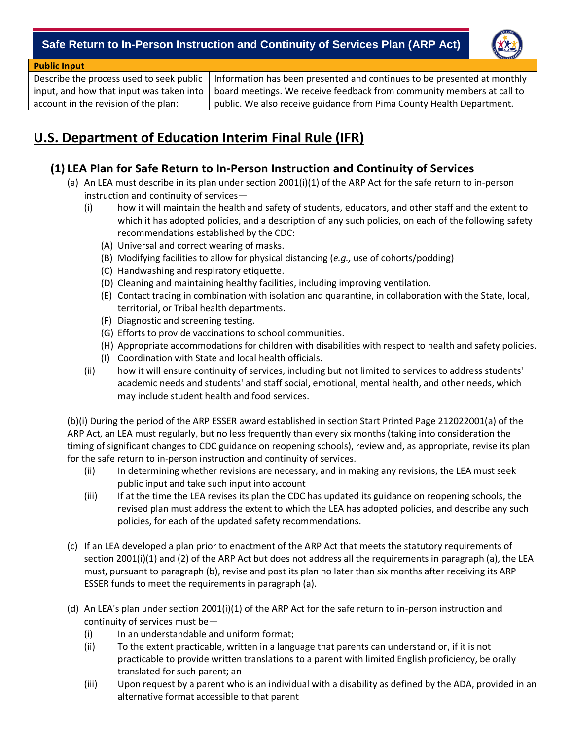**Safe Return to In-Person Instruction and Continuity of Services Plan (ARP Act)**

| Public Input | |
|---|---|
| Describe the process used to seek public input, and how that input was taken into account in the revision of the plan: | Information has been presented and continues to be presented at monthly board meetings. We receive feedback from community members at call to public. We also receive guidance from Pima County Health Department. |

# U.S. Department of Education Interim Final Rule (IFR)

## (1) LEA Plan for Safe Return to In-Person Instruction and Continuity of Services

(a) An LEA must describe in its plan under section 2001(i)(1) of the ARP Act for the safe return to in-person instruction and continuity of services—

  (i) how it will maintain the health and safety of students, educators, and other staff and the extent to which it has adopted policies, and a description of any such policies, on each of the following safety recommendations established by the CDC:

   (A) Universal and correct wearing of masks.
   (B) Modifying facilities to allow for physical distancing (*e.g.,* use of cohorts/podding)
   (C) Handwashing and respiratory etiquette.
   (D) Cleaning and maintaining healthy facilities, including improving ventilation.
   (E) Contact tracing in combination with isolation and quarantine, in collaboration with the State, local, territorial, or Tribal health departments.
   (F) Diagnostic and screening testing.
   (G) Efforts to provide vaccinations to school communities.
   (H) Appropriate accommodations for children with disabilities with respect to health and safety policies.
   (I) Coordination with State and local health officials.

  (ii) how it will ensure continuity of services, including but not limited to services to address students' academic needs and students' and staff social, emotional, mental health, and other needs, which may include student health and food services.

(b)(i) During the period of the ARP ESSER award established in section Start Printed Page 212022001(a) of the ARP Act, an LEA must regularly, but no less frequently than every six months (taking into consideration the timing of significant changes to CDC guidance on reopening schools), review and, as appropriate, revise its plan for the safe return to in-person instruction and continuity of services.

  (ii) In determining whether revisions are necessary, and in making any revisions, the LEA must seek public input and take such input into account

  (iii) If at the time the LEA revises its plan the CDC has updated its guidance on reopening schools, the revised plan must address the extent to which the LEA has adopted policies, and describe any such policies, for each of the updated safety recommendations.

(c) If an LEA developed a plan prior to enactment of the ARP Act that meets the statutory requirements of section 2001(i)(1) and (2) of the ARP Act but does not address all the requirements in paragraph (a), the LEA must, pursuant to paragraph (b), revise and post its plan no later than six months after receiving its ARP ESSER funds to meet the requirements in paragraph (a).

(d) An LEA's plan under section 2001(i)(1) of the ARP Act for the safe return to in-person instruction and continuity of services must be—

  (i) In an understandable and uniform format;

  (ii) To the extent practicable, written in a language that parents can understand or, if it is not practicable to provide written translations to a parent with limited English proficiency, be orally translated for such parent; an

  (iii) Upon request by a parent who is an individual with a disability as defined by the ADA, provided in an alternative format accessible to that parent